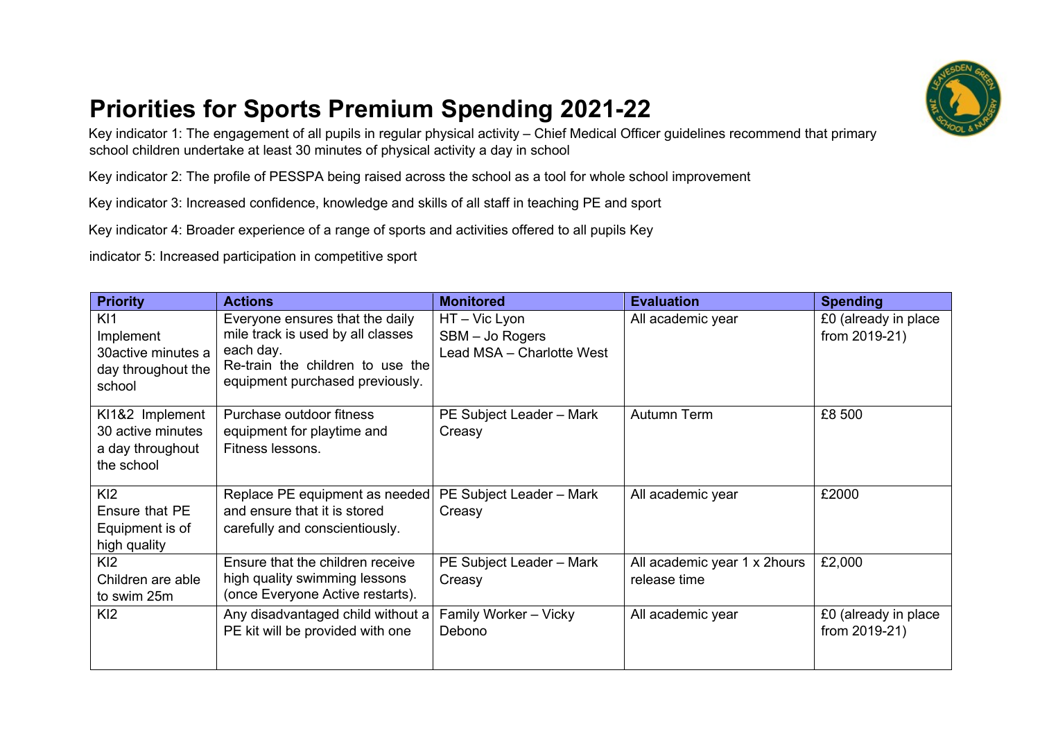# Priorities for Sports Premium Spending 2021-22

Key indicator 1: The engagement of all pupils in regular physical activity – Chief Medical Officer guidelines recommend that primary school children undertake at least 30 minutes of physical activity a day in school

Key indicator 2: The profile of PESSPA being raised across the school as a tool for whole school improvement

Key indicator 3: Increased confidence, knowledge and skills of all staff in teaching PE and sport

Key indicator 4: Broader experience of a range of sports and activities offered to all pupils Key

indicator 5: Increased participation in competitive sport

| Priority | Actions | Monitored | Evaluation | Spending |
|---|---|---|---|---|
| KI1<br>Implement 30active minutes a day throughout the school | Everyone ensures that the daily mile track is used by all classes each day.<br>Re-train the children to use the equipment purchased previously. | HT – Vic Lyon<br>SBM – Jo Rogers<br>Lead MSA – Charlotte West | All academic year | £0 (already in place from 2019-21) |
| KI1&2 Implement 30 active minutes a day throughout the school | Purchase outdoor fitness equipment for playtime and Fitness lessons. | PE Subject Leader – Mark Creasy | Autumn Term | £8 500 |
| KI2<br>Ensure that PE Equipment is of high quality | Replace PE equipment as needed and ensure that it is stored carefully and conscientiously. | PE Subject Leader – Mark Creasy | All academic year | £2000 |
| KI2<br>Children are able to swim 25m | Ensure that the children receive high quality swimming lessons (once Everyone Active restarts). | PE Subject Leader – Mark Creasy | All academic year 1 x 2hours release time | £2,000 |
| KI2 | Any disadvantaged child without a PE kit will be provided with one | Family Worker – Vicky Debono | All academic year | £0 (already in place from 2019-21) |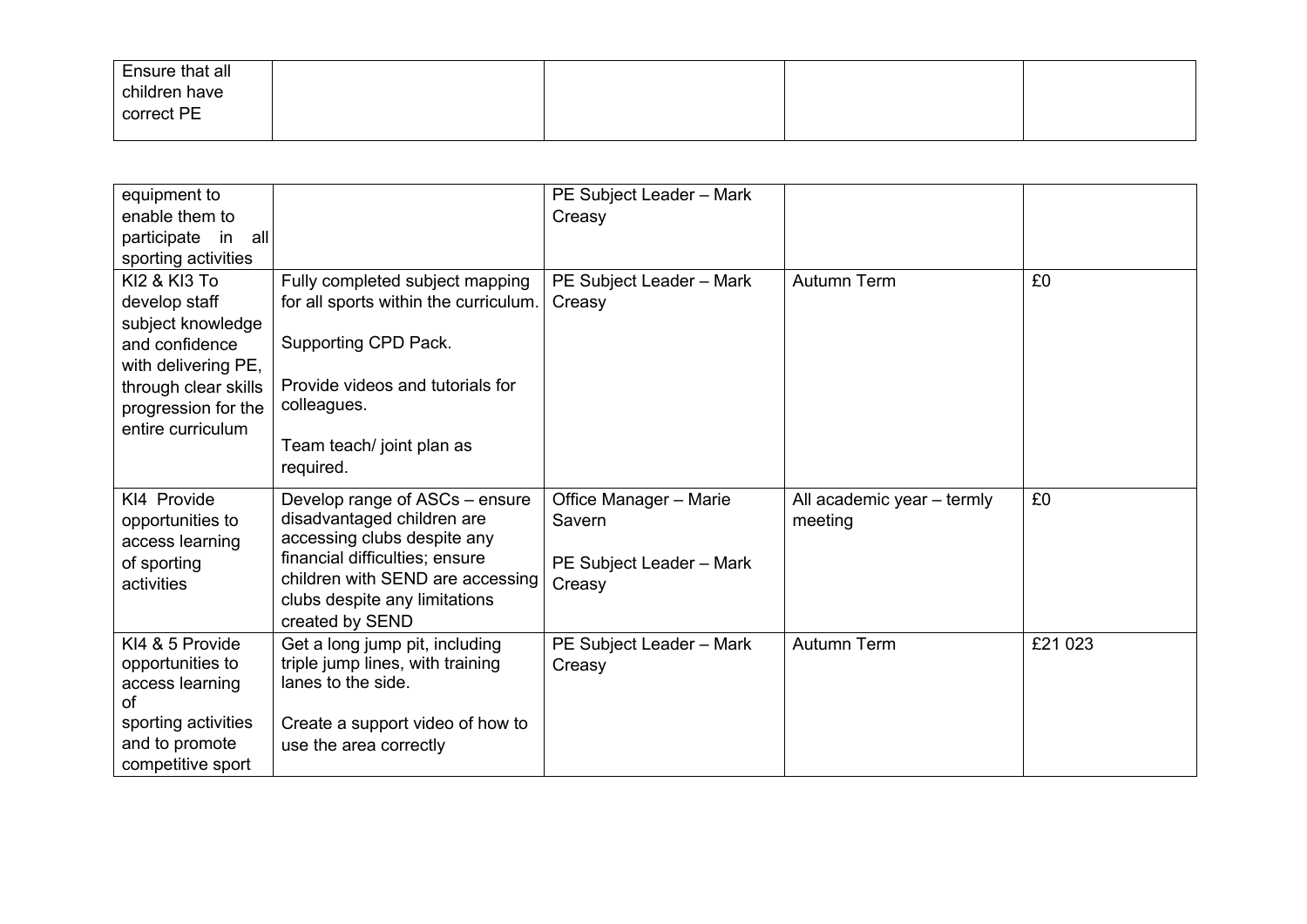| | | | | |
|---|---|---|---|---|
| Ensure that all children have correct PE equipment to enable them to participate in all sporting activities | | PE Subject Leader – Mark Creasy | | |
| KI2 & KI3 To develop staff subject knowledge and confidence with delivering PE, through clear skills progression for the entire curriculum | Fully completed subject mapping for all sports within the curriculum.<br><br>Supporting CPD Pack.<br><br>Provide videos and tutorials for colleagues.<br><br>Team teach/ joint plan as required. | PE Subject Leader – Mark Creasy | Autumn Term | £0 |
| KI4 Provide opportunities to access learning of sporting activities | Develop range of ASCs – ensure disadvantaged children are accessing clubs despite any financial difficulties; ensure children with SEND are accessing clubs despite any limitations created by SEND | Office Manager – Marie Savern<br><br>PE Subject Leader – Mark Creasy | All academic year – termly meeting | £0 |
| KI4 & 5 Provide opportunities to access learning of sporting activities and to promote competitive sport | Get a long jump pit, including triple jump lines, with training lanes to the side.<br><br>Create a support video of how to use the area correctly | PE Subject Leader – Mark Creasy | Autumn Term | £21 023 |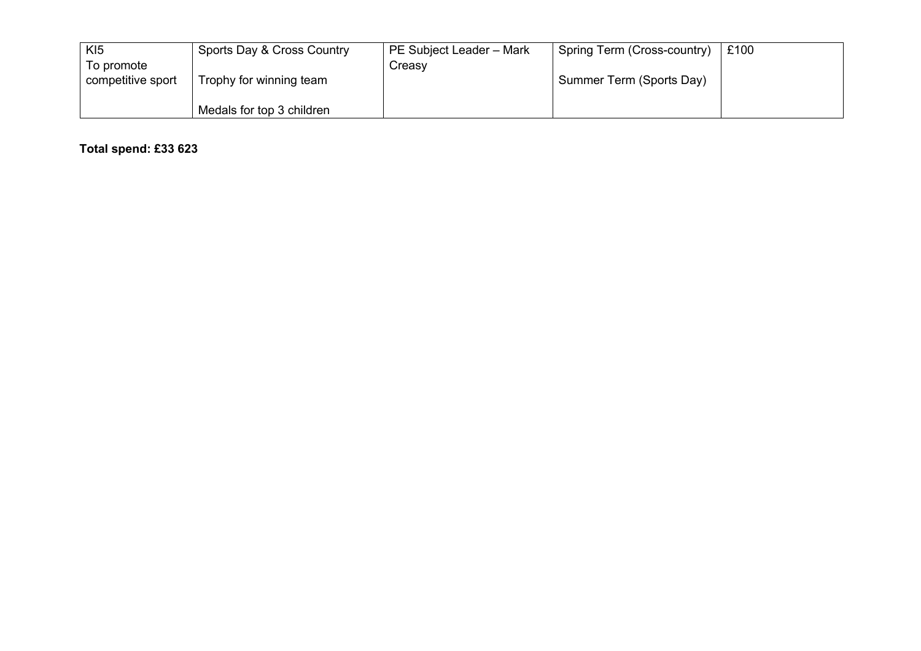| | | | | |
|---|---|---|---|---|
| KI5<br>To promote competitive sport | Sports Day & Cross Country<br><br>Trophy for winning team<br><br>Medals for top 3 children | PE Subject Leader – Mark Creasy | Spring Term (Cross-country)<br><br>Summer Term (Sports Day) | £100 |

**Total spend: £33 623**